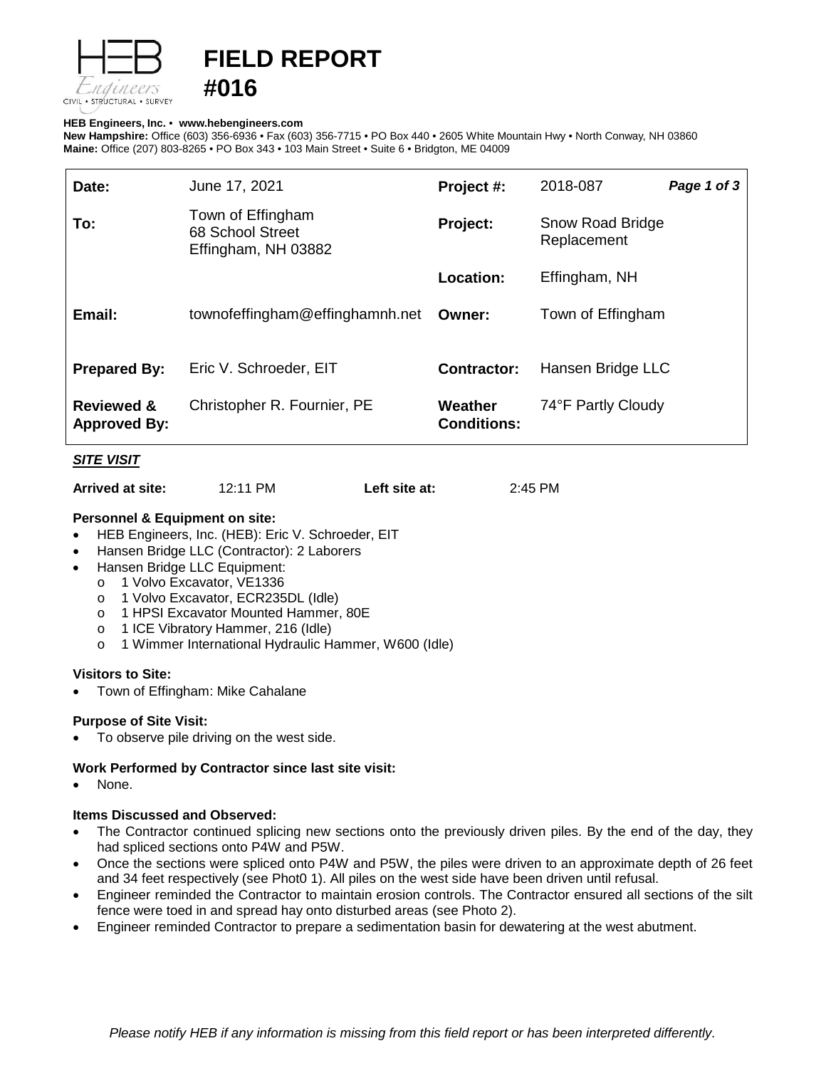# FIELD REPORT #016

**HEB Engineers, Inc.** • **www.hebengineers.com**
**New Hampshire:** Office (603) 356-6936 • Fax (603) 356-7715 • PO Box 440 • 2605 White Mountain Hwy • North Conway, NH 03860
**Maine:** Office (207) 803-8265 • PO Box 343 • 103 Main Street • Suite 6 • Bridgton, ME 04009

| | | | |
|---|---|---|---|
| **Date:** | June 17, 2021 | **Project #:** | 2018-087 |
| **To:** | Town of Effingham<br>68 School Street<br>Effingham, NH 03882 | **Project:** | Snow Road Bridge Replacement |
| | | **Location:** | Effingham, NH |
| **Email:** | townofeffingham@effinghamnh.net | **Owner:** | Town of Effingham |
| **Prepared By:** | Eric V. Schroeder, EIT | **Contractor:** | Hansen Bridge LLC |
| **Reviewed & Approved By:** | Christopher R. Fournier, PE | **Weather Conditions:** | 74°F Partly Cloudy |

***SITE VISIT***

**Arrived at site:** 12:11 PM **Left site at:** 2:45 PM

**Personnel & Equipment on site:**

- HEB Engineers, Inc. (HEB): Eric V. Schroeder, EIT
- Hansen Bridge LLC (Contractor): 2 Laborers
- Hansen Bridge LLC Equipment:
  - 1 Volvo Excavator, VE1336
  - 1 Volvo Excavator, ECR235DL (Idle)
  - 1 HPSI Excavator Mounted Hammer, 80E
  - 1 ICE Vibratory Hammer, 216 (Idle)
  - 1 Wimmer International Hydraulic Hammer, W600 (Idle)

**Visitors to Site:**

- Town of Effingham: Mike Cahalane

**Purpose of Site Visit:**

- To observe pile driving on the west side.

**Work Performed by Contractor since last site visit:**

- None.

**Items Discussed and Observed:**

- The Contractor continued splicing new sections onto the previously driven piles. By the end of the day, they had spliced sections onto P4W and P5W.
- Once the sections were spliced onto P4W and P5W, the piles were driven to an approximate depth of 26 feet and 34 feet respectively (see Phot0 1). All piles on the west side have been driven until refusal.
- Engineer reminded the Contractor to maintain erosion controls. The Contractor ensured all sections of the silt fence were toed in and spread hay onto disturbed areas (see Photo 2).
- Engineer reminded Contractor to prepare a sedimentation basin for dewatering at the west abutment.

*Please notify HEB if any information is missing from this field report or has been interpreted differently.*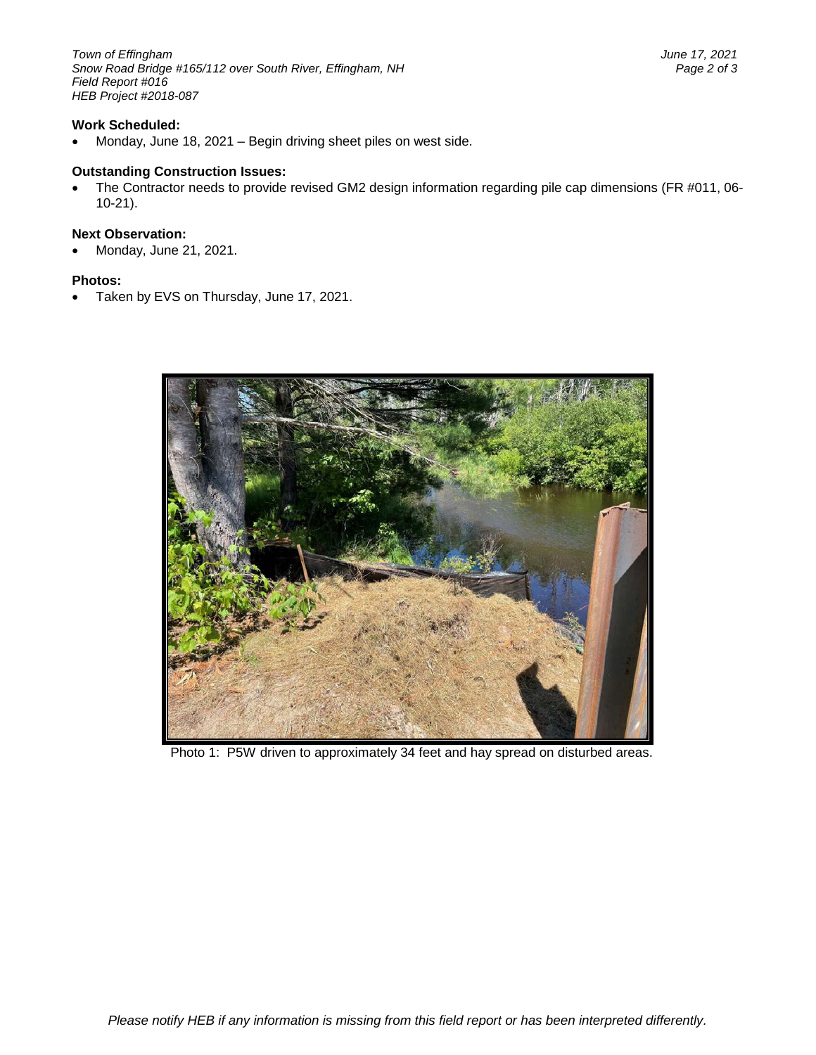**Work Scheduled:**

- Monday, June 18, 2021 – Begin driving sheet piles on west side.

**Outstanding Construction Issues:**

- The Contractor needs to provide revised GM2 design information regarding pile cap dimensions (FR #011, 06-10-21).

**Next Observation:**

- Monday, June 21, 2021.

**Photos:**

- Taken by EVS on Thursday, June 17, 2021.

Photo 1: P5W driven to approximately 34 feet and hay spread on disturbed areas.

*Please notify HEB if any information is missing from this field report or has been interpreted differently.*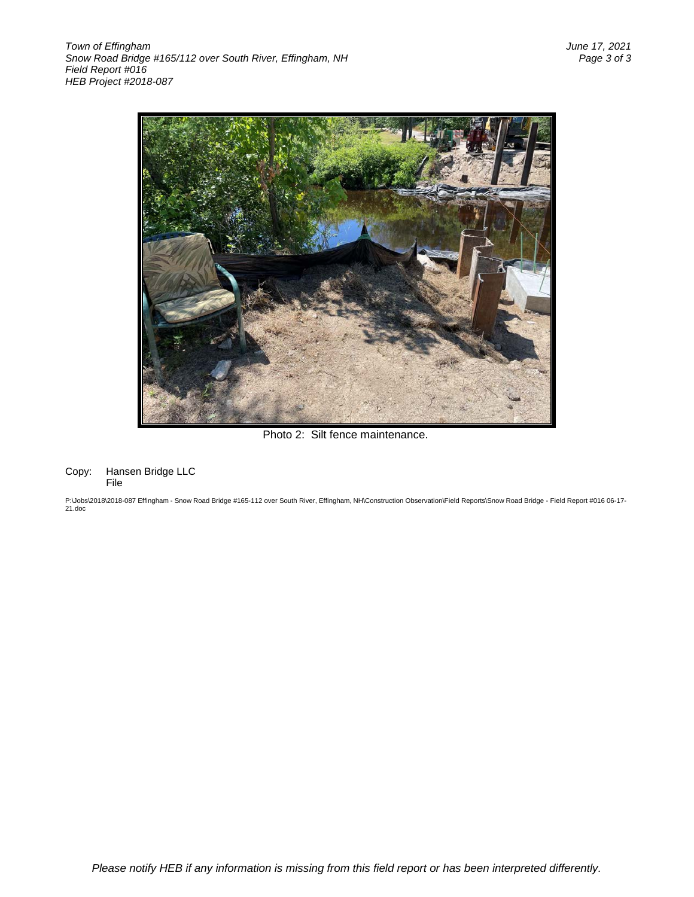Photo 2: Silt fence maintenance.

Copy: Hansen Bridge LLC
File

P:\Jobs\2018\2018-087 Effingham - Snow Road Bridge #165-112 over South River, Effingham, NH\Construction Observation\Field Reports\Snow Road Bridge - Field Report #016 06-17-21.doc

*Please notify HEB if any information is missing from this field report or has been interpreted differently.*